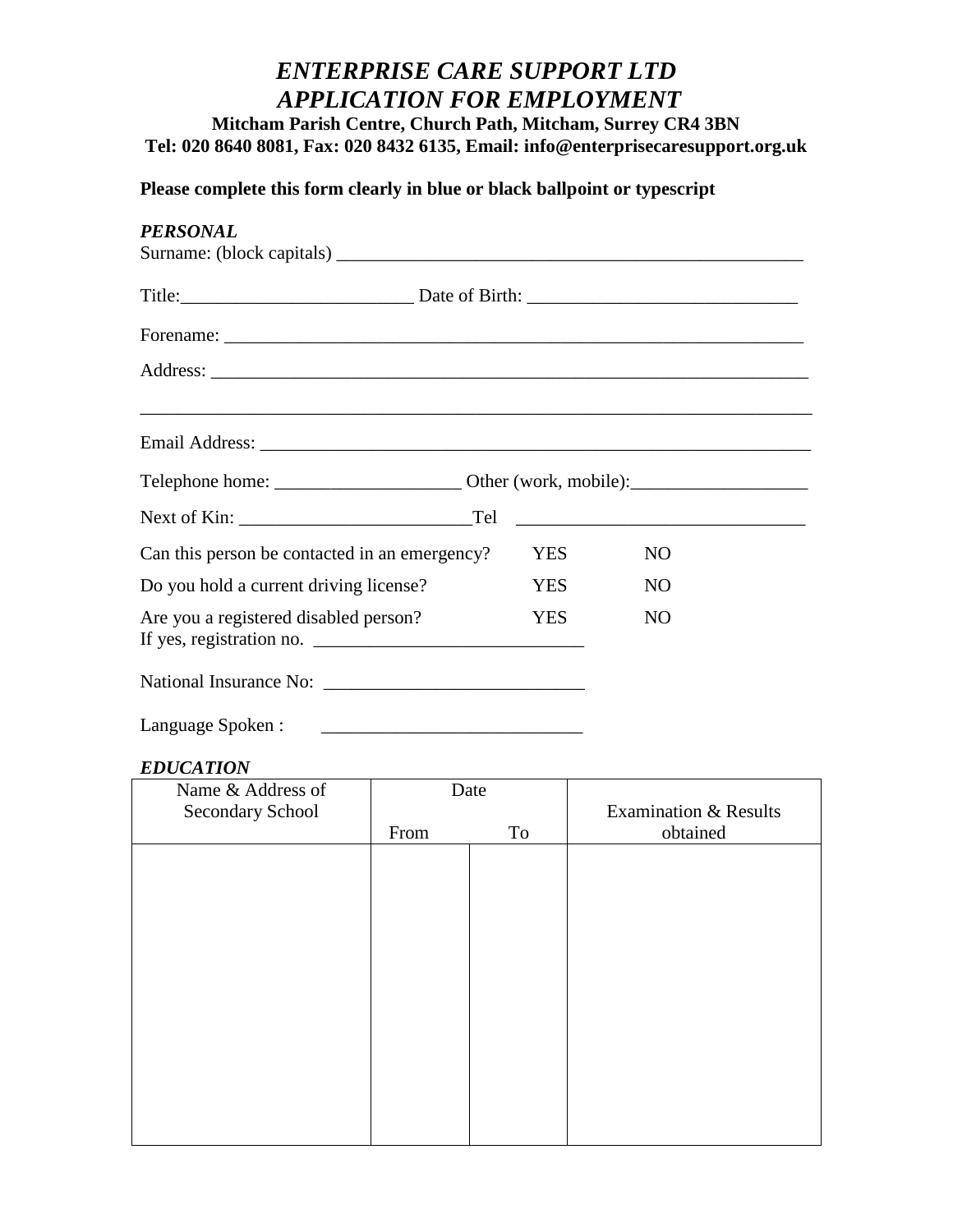# *ENTERPRISE CARE SUPPORT LTD*
# *APPLICATION FOR EMPLOYMENT*

**Mitcham Parish Centre, Church Path, Mitcham, Surrey CR4 3BN**
**Tel: 020 8640 8081, Fax: 020 8432 6135, Email: info@enterprisecaresupport.org.uk**

**Please complete this form clearly in blue or black ballpoint or typescript**

***PERSONAL***

Surname: (block capitals) ___________________________________________________

Title:_________________________ Date of Birth: _____________________________

Forename: _______________________________________________________________

Address: _________________________________________________________________

__________________________________________________________________________

Email Address: _____________________________________________________________

Telephone home: ____________________ Other (work, mobile):___________________

Next of Kin: _________________________Tel _______________________________

Can this person be contacted in an emergency? YES NO

Do you hold a current driving license? YES NO

Are you a registered disabled person? YES NO
If yes, registration no. ____________________________

National Insurance No: ____________________________

Language Spoken : ____________________________

***EDUCATION***

| Name & Address of Secondary School | Date | | Examination & Results obtained |
|---|---|---|---|
| | From | To | |
| | | | |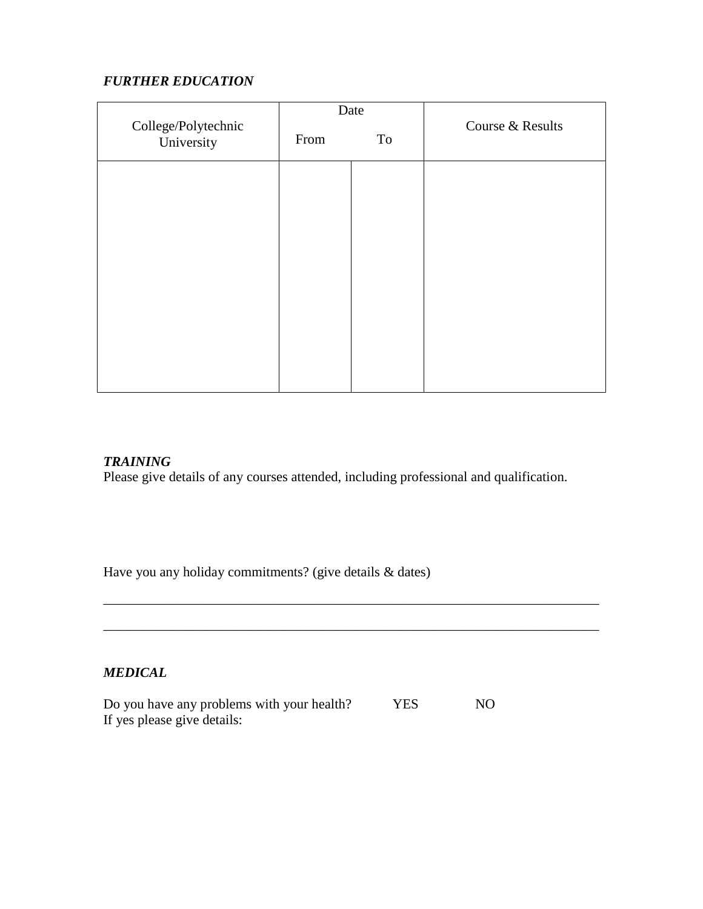### *FURTHER EDUCATION*

| College/Polytechnic University | Date | | Course & Results |
|---|---|---|---|
| | From | To | |
| | | | |

### *TRAINING*

Please give details of any courses attended, including professional and qualification.

Have you any holiday commitments? (give details & dates)

\_\_\_\_\_\_\_\_\_\_\_\_\_\_\_\_\_\_\_\_\_\_\_\_\_\_\_\_\_\_\_\_\_\_\_\_\_\_\_\_\_\_\_\_\_\_\_\_\_\_\_\_\_\_\_\_\_\_\_\_\_\_\_\_\_\_\_\_\_\_\_\_\_\_\_

\_\_\_\_\_\_\_\_\_\_\_\_\_\_\_\_\_\_\_\_\_\_\_\_\_\_\_\_\_\_\_\_\_\_\_\_\_\_\_\_\_\_\_\_\_\_\_\_\_\_\_\_\_\_\_\_\_\_\_\_\_\_\_\_\_\_\_\_\_\_\_\_\_\_\_

### *MEDICAL*

Do you have any problems with your health? YES NO
If yes please give details: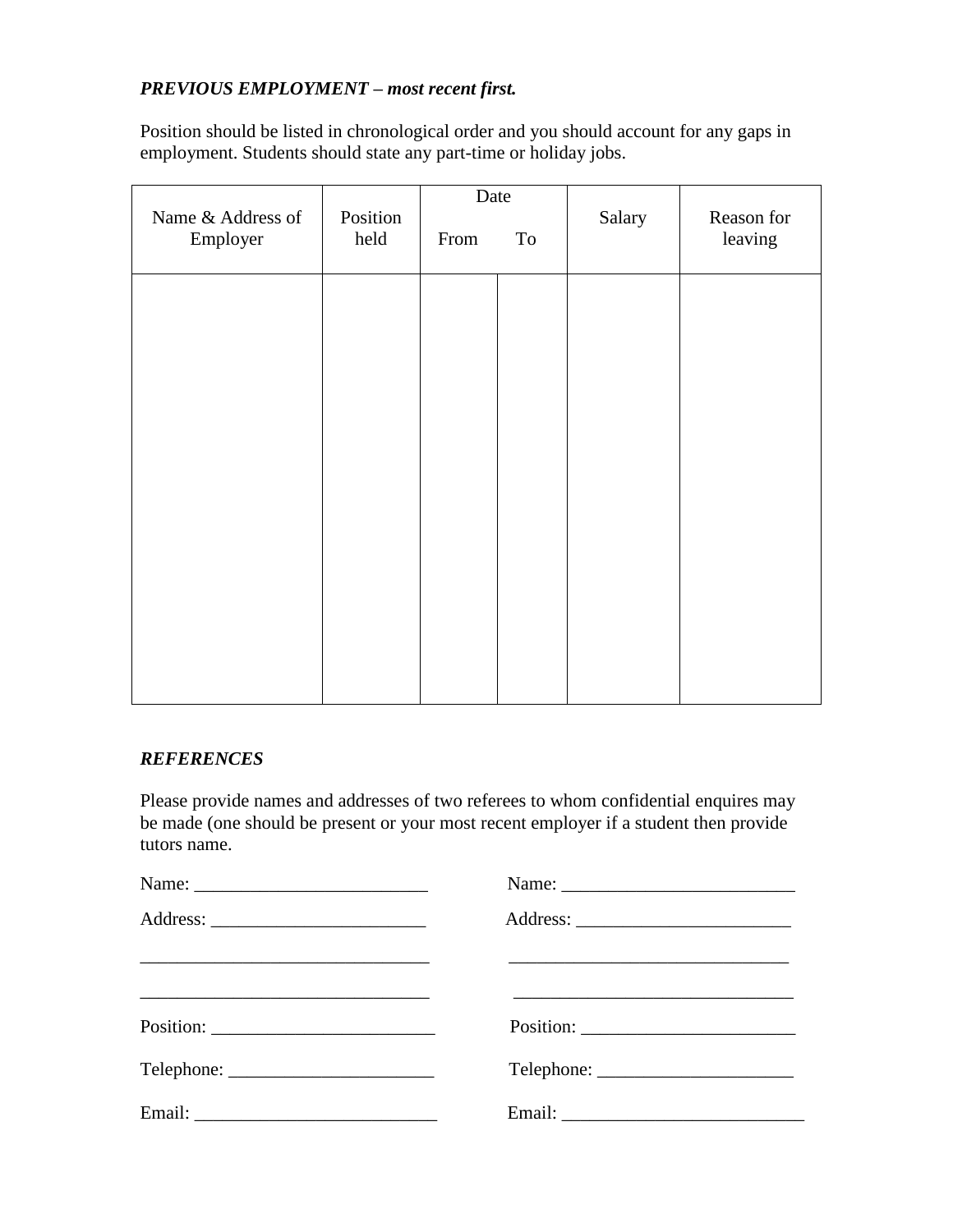***PREVIOUS EMPLOYMENT – most recent first.***

Position should be listed in chronological order and you should account for any gaps in employment. Students should state any part-time or holiday jobs.

| Name & Address of Employer | Position held | Date | | Salary | Reason for leaving |
|---|---|---|---|---|---|
| | | From | To | | |
| | | | | | |

***REFERENCES***

Please provide names and addresses of two referees to whom confidential enquires may be made (one should be present or your most recent employer if a student then provide tutors name.

Name: ________________________

Address: ______________________

______________________________

______________________________

Position: ______________________

Telephone: ____________________

Email: ________________________

Name: ________________________

Address: ______________________

______________________________

______________________________

Position: ______________________

Telephone: ____________________

Email: ________________________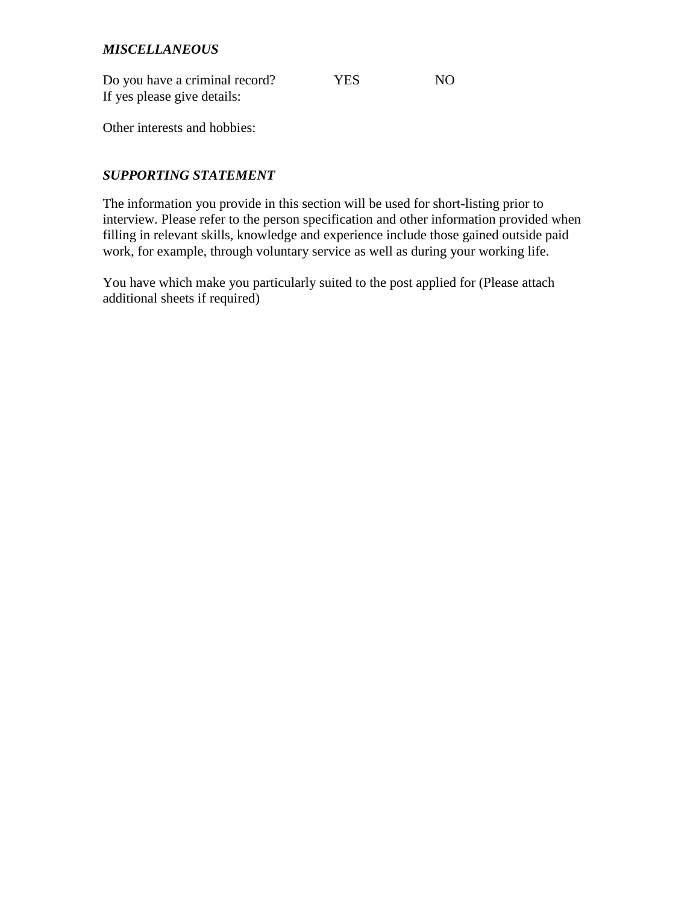***MISCELLANEOUS***

Do you have a criminal record? YES NO
If yes please give details:

Other interests and hobbies:

***SUPPORTING STATEMENT***

The information you provide in this section will be used for short-listing prior to interview. Please refer to the person specification and other information provided when filling in relevant skills, knowledge and experience include those gained outside paid work, for example, through voluntary service as well as during your working life.

You have which make you particularly suited to the post applied for (Please attach additional sheets if required)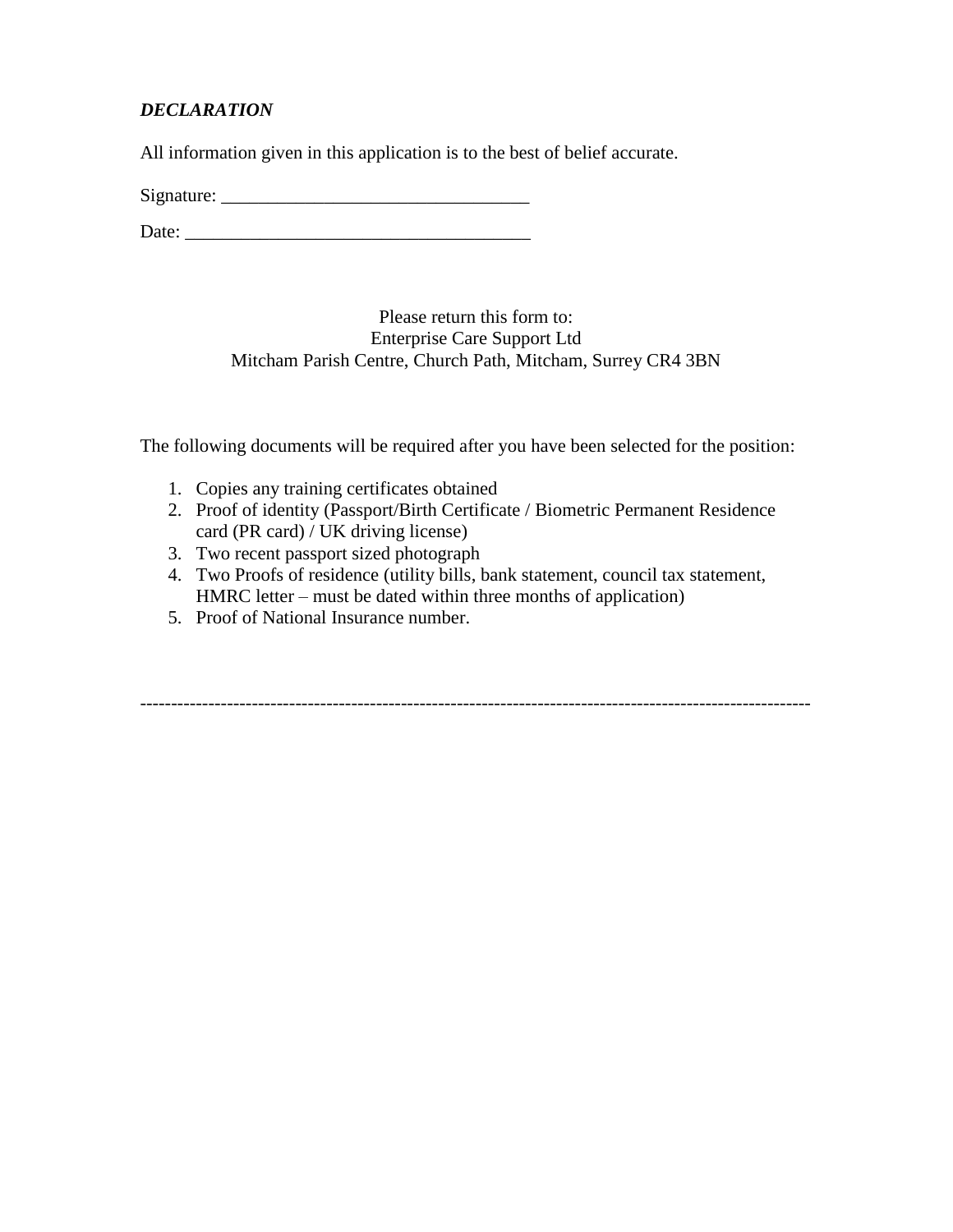***DECLARATION***

All information given in this application is to the best of belief accurate.

Signature: _________________________________

Date: _____________________________________

Please return this form to:
Enterprise Care Support Ltd
Mitcham Parish Centre, Church Path, Mitcham, Surrey CR4 3BN

The following documents will be required after you have been selected for the position:

1. Copies any training certificates obtained
2. Proof of identity (Passport/Birth Certificate / Biometric Permanent Residence card (PR card) / UK driving license)
3. Two recent passport sized photograph
4. Two Proofs of residence (utility bills, bank statement, council tax statement, HMRC letter – must be dated within three months of application)
5. Proof of National Insurance number.

-----------------------------------------------------------------------------------------------------------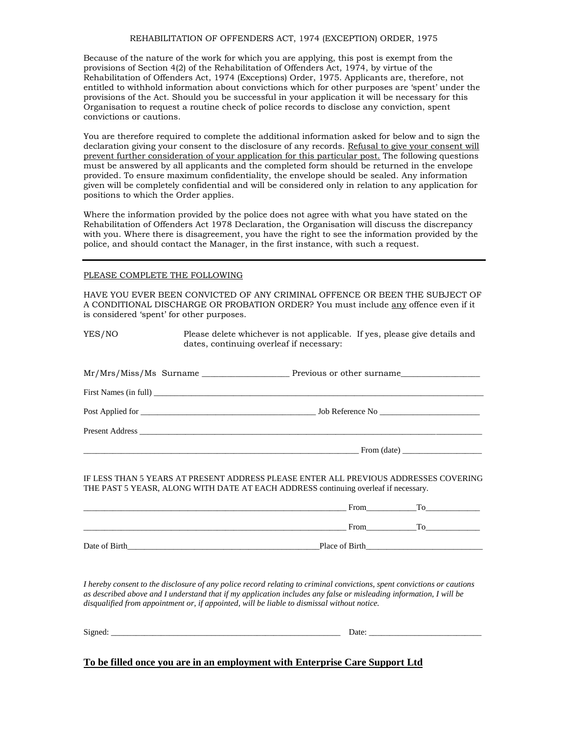REHABILITATION OF OFFENDERS ACT, 1974 (EXCEPTION) ORDER, 1975

Because of the nature of the work for which you are applying, this post is exempt from the provisions of Section 4(2) of the Rehabilitation of Offenders Act, 1974, by virtue of the Rehabilitation of Offenders Act, 1974 (Exceptions) Order, 1975. Applicants are, therefore, not entitled to withhold information about convictions which for other purposes are 'spent' under the provisions of the Act. Should you be successful in your application it will be necessary for this Organisation to request a routine check of police records to disclose any conviction, spent convictions or cautions.

You are therefore required to complete the additional information asked for below and to sign the declaration giving your consent to the disclosure of any records. Refusal to give your consent will prevent further consideration of your application for this particular post. The following questions must be answered by all applicants and the completed form should be returned in the envelope provided. To ensure maximum confidentiality, the envelope should be sealed. Any information given will be completely confidential and will be considered only in relation to any application for positions to which the Order applies.

Where the information provided by the police does not agree with what you have stated on the Rehabilitation of Offenders Act 1978 Declaration, the Organisation will discuss the discrepancy with you. Where there is disagreement, you have the right to see the information provided by the police, and should contact the Manager, in the first instance, with such a request.

---

PLEASE COMPLETE THE FOLLOWING

HAVE YOU EVER BEEN CONVICTED OF ANY CRIMINAL OFFENCE OR BEEN THE SUBJECT OF A CONDITIONAL DISCHARGE OR PROBATION ORDER? You must include any offence even if it is considered 'spent' for other purposes.

YES/NO Please delete whichever is not applicable. If yes, please give details and dates, continuing overleaf if necessary:

Mr/Mrs/Miss/Ms Surname ___________________ Previous or other surname_________________

First Names (in full) ________________________________________________________________________________

Post Applied for __________________________________________ Job Reference No _______________________

Present Address ____________________________________________________________________________________

__________________________________________________________________ From (date) ___________________

IF LESS THAN 5 YEARS AT PRESENT ADDRESS PLEASE ENTER ALL PREVIOUS ADDRESSES COVERING THE PAST 5 YEASR, ALONG WITH DATE AT EACH ADDRESS continuing overleaf if necessary.

_______________________________________________________________ From___________To_____________

_______________________________________________________________ From___________To_____________

Date of Birth______________________________________________Place of Birth___________________________

*I hereby consent to the disclosure of any police record relating to criminal convictions, spent convictions or cautions as described above and I understand that if my application includes any false or misleading information, I will be disqualified from appointment or, if appointed, will be liable to dismissal without notice.*

Signed: _______________________________________________________ Date: __________________________

**To be filled once you are in an employment with Enterprise Care Support Ltd**